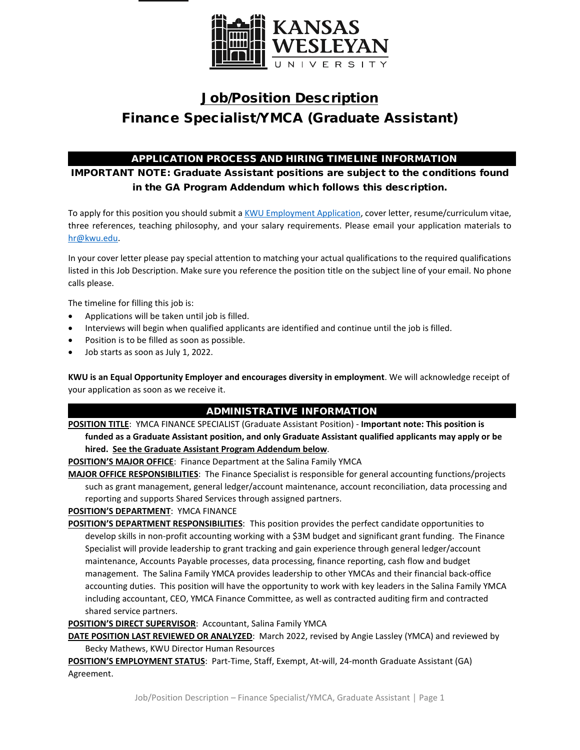KANSAS WESLEYAN UNIVERSITY

# Job/Position Description

# Finance Specialist/YMCA (Graduate Assistant)

## APPLICATION PROCESS AND HIRING TIMELINE INFORMATION

**IMPORTANT NOTE: Graduate Assistant positions are subject to the conditions found in the GA Program Addendum which follows this description.**

To apply for this position you should submit a [KWU Employment Application](), cover letter, resume/curriculum vitae, three references, teaching philosophy, and your salary requirements. Please email your application materials to [hr@kwu.edu]().

In your cover letter please pay special attention to matching your actual qualifications to the required qualifications listed in this Job Description. Make sure you reference the position title on the subject line of your email. No phone calls please.

The timeline for filling this job is:

- Applications will be taken until job is filled.
- Interviews will begin when qualified applicants are identified and continue until the job is filled.
- Position is to be filled as soon as possible.
- Job starts as soon as July 1, 2022.

**KWU is an Equal Opportunity Employer and encourages diversity in employment**. We will acknowledge receipt of your application as soon as we receive it.

## ADMINISTRATIVE INFORMATION

**POSITION TITLE**: YMCA FINANCE SPECIALIST (Graduate Assistant Position) - **Important note: This position is funded as a Graduate Assistant position, and only Graduate Assistant qualified applicants may apply or be hired. See the Graduate Assistant Program Addendum below**.

**POSITION'S MAJOR OFFICE**: Finance Department at the Salina Family YMCA

**MAJOR OFFICE RESPONSIBILITIES**: The Finance Specialist is responsible for general accounting functions/projects such as grant management, general ledger/account maintenance, account reconciliation, data processing and reporting and supports Shared Services through assigned partners.

**POSITION'S DEPARTMENT**: YMCA FINANCE

**POSITION'S DEPARTMENT RESPONSIBILITIES**: This position provides the perfect candidate opportunities to develop skills in non-profit accounting working with a $3M budget and significant grant funding. The Finance Specialist will provide leadership to grant tracking and gain experience through general ledger/account maintenance, Accounts Payable processes, data processing, finance reporting, cash flow and budget management. The Salina Family YMCA provides leadership to other YMCAs and their financial back-office accounting duties. This position will have the opportunity to work with key leaders in the Salina Family YMCA including accountant, CEO, YMCA Finance Committee, as well as contracted auditing firm and contracted shared service partners.

**POSITION'S DIRECT SUPERVISOR**: Accountant, Salina Family YMCA

**DATE POSITION LAST REVIEWED OR ANALYZED**: March 2022, revised by Angie Lassley (YMCA) and reviewed by Becky Mathews, KWU Director Human Resources

**POSITION'S EMPLOYMENT STATUS**: Part-Time, Staff, Exempt, At-will, 24-month Graduate Assistant (GA) Agreement.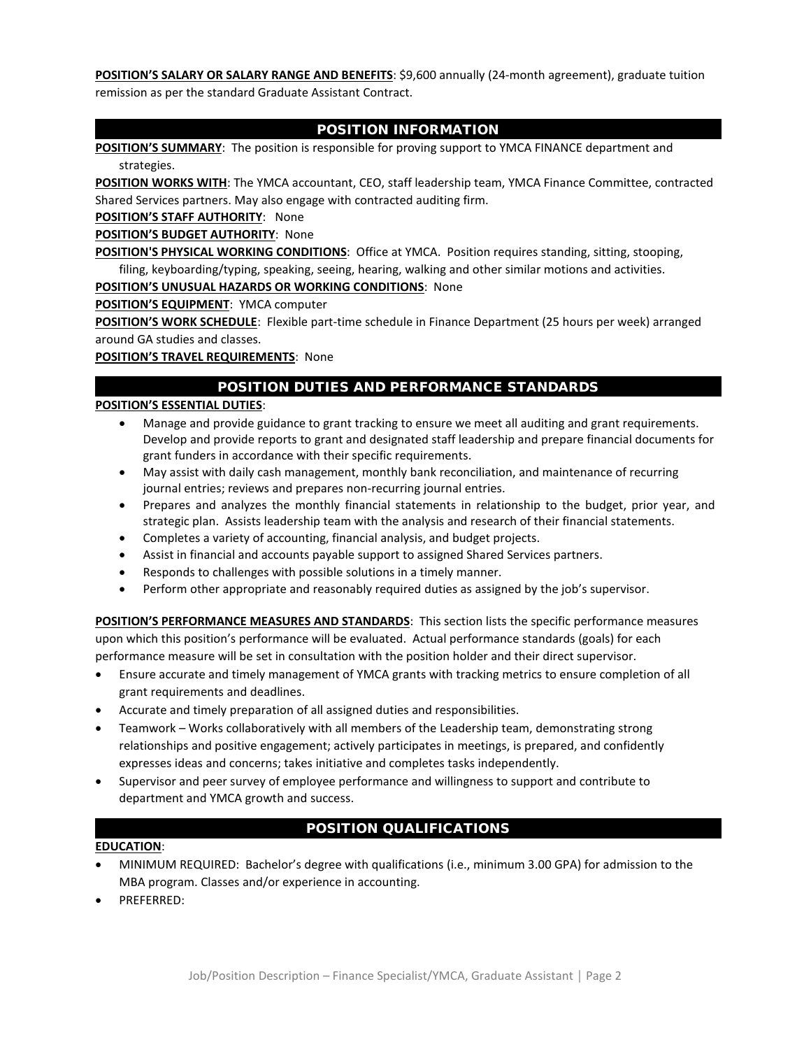**POSITION'S SALARY OR SALARY RANGE AND BENEFITS**: $9,600 annually (24-month agreement), graduate tuition remission as per the standard Graduate Assistant Contract.

## POSITION INFORMATION

**POSITION'S SUMMARY**: The position is responsible for proving support to YMCA FINANCE department and strategies.

**POSITION WORKS WITH**: The YMCA accountant, CEO, staff leadership team, YMCA Finance Committee, contracted Shared Services partners. May also engage with contracted auditing firm.

**POSITION'S STAFF AUTHORITY**: None

**POSITION'S BUDGET AUTHORITY**: None

**POSITION'S PHYSICAL WORKING CONDITIONS**: Office at YMCA. Position requires standing, sitting, stooping, filing, keyboarding/typing, speaking, seeing, hearing, walking and other similar motions and activities.

**POSITION'S UNUSUAL HAZARDS OR WORKING CONDITIONS**: None

**POSITION'S EQUIPMENT**: YMCA computer

**POSITION'S WORK SCHEDULE**: Flexible part-time schedule in Finance Department (25 hours per week) arranged around GA studies and classes.

**POSITION'S TRAVEL REQUIREMENTS**: None

## POSITION DUTIES AND PERFORMANCE STANDARDS

**POSITION'S ESSENTIAL DUTIES**:

- Manage and provide guidance to grant tracking to ensure we meet all auditing and grant requirements. Develop and provide reports to grant and designated staff leadership and prepare financial documents for grant funders in accordance with their specific requirements.
- May assist with daily cash management, monthly bank reconciliation, and maintenance of recurring journal entries; reviews and prepares non-recurring journal entries.
- Prepares and analyzes the monthly financial statements in relationship to the budget, prior year, and strategic plan. Assists leadership team with the analysis and research of their financial statements.
- Completes a variety of accounting, financial analysis, and budget projects.
- Assist in financial and accounts payable support to assigned Shared Services partners.
- Responds to challenges with possible solutions in a timely manner.
- Perform other appropriate and reasonably required duties as assigned by the job's supervisor.

**POSITION'S PERFORMANCE MEASURES AND STANDARDS**: This section lists the specific performance measures upon which this position's performance will be evaluated. Actual performance standards (goals) for each performance measure will be set in consultation with the position holder and their direct supervisor.

- Ensure accurate and timely management of YMCA grants with tracking metrics to ensure completion of all grant requirements and deadlines.
- Accurate and timely preparation of all assigned duties and responsibilities.
- Teamwork – Works collaboratively with all members of the Leadership team, demonstrating strong relationships and positive engagement; actively participates in meetings, is prepared, and confidently expresses ideas and concerns; takes initiative and completes tasks independently.
- Supervisor and peer survey of employee performance and willingness to support and contribute to department and YMCA growth and success.

## POSITION QUALIFICATIONS

**EDUCATION**:

- MINIMUM REQUIRED: Bachelor's degree with qualifications (i.e., minimum 3.00 GPA) for admission to the MBA program. Classes and/or experience in accounting.
- PREFERRED: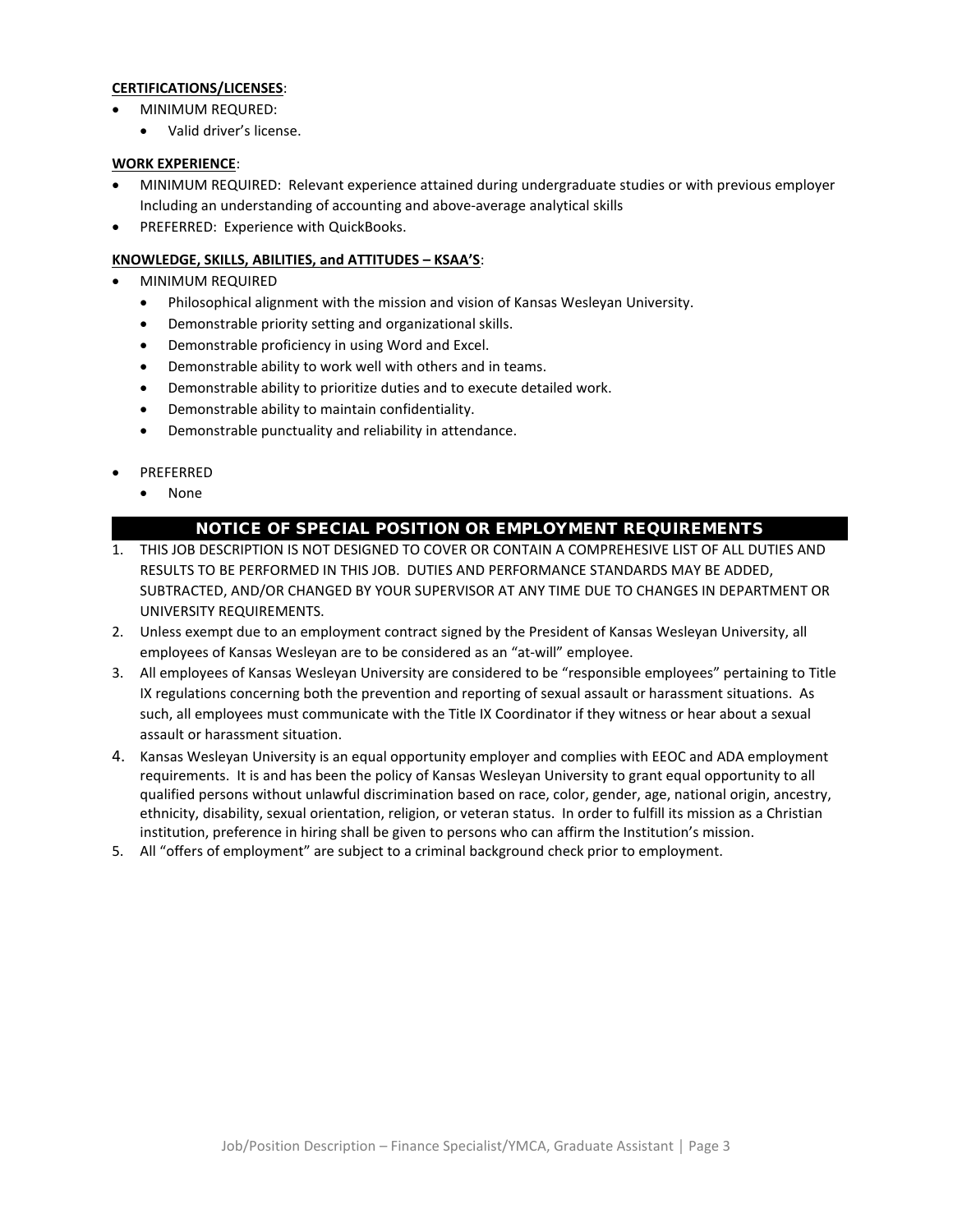**CERTIFICATIONS/LICENSES**:

- MINIMUM REQURED:
  - Valid driver's license.

**WORK EXPERIENCE**:

- MINIMUM REQUIRED: Relevant experience attained during undergraduate studies or with previous employer Including an understanding of accounting and above-average analytical skills
- PREFERRED: Experience with QuickBooks.

**KNOWLEDGE, SKILLS, ABILITIES, and ATTITUDES – KSAA'S**:

- MINIMUM REQUIRED
  - Philosophical alignment with the mission and vision of Kansas Wesleyan University.
  - Demonstrable priority setting and organizational skills.
  - Demonstrable proficiency in using Word and Excel.
  - Demonstrable ability to work well with others and in teams.
  - Demonstrable ability to prioritize duties and to execute detailed work.
  - Demonstrable ability to maintain confidentiality.
  - Demonstrable punctuality and reliability in attendance.

- PREFERRED
  - None

## NOTICE OF SPECIAL POSITION OR EMPLOYMENT REQUIREMENTS

1. THIS JOB DESCRIPTION IS NOT DESIGNED TO COVER OR CONTAIN A COMPREHESIVE LIST OF ALL DUTIES AND RESULTS TO BE PERFORMED IN THIS JOB. DUTIES AND PERFORMANCE STANDARDS MAY BE ADDED, SUBTRACTED, AND/OR CHANGED BY YOUR SUPERVISOR AT ANY TIME DUE TO CHANGES IN DEPARTMENT OR UNIVERSITY REQUIREMENTS.
2. Unless exempt due to an employment contract signed by the President of Kansas Wesleyan University, all employees of Kansas Wesleyan are to be considered as an "at-will" employee.
3. All employees of Kansas Wesleyan University are considered to be "responsible employees" pertaining to Title IX regulations concerning both the prevention and reporting of sexual assault or harassment situations. As such, all employees must communicate with the Title IX Coordinator if they witness or hear about a sexual assault or harassment situation.
4. Kansas Wesleyan University is an equal opportunity employer and complies with EEOC and ADA employment requirements. It is and has been the policy of Kansas Wesleyan University to grant equal opportunity to all qualified persons without unlawful discrimination based on race, color, gender, age, national origin, ancestry, ethnicity, disability, sexual orientation, religion, or veteran status. In order to fulfill its mission as a Christian institution, preference in hiring shall be given to persons who can affirm the Institution's mission.
5. All "offers of employment" are subject to a criminal background check prior to employment.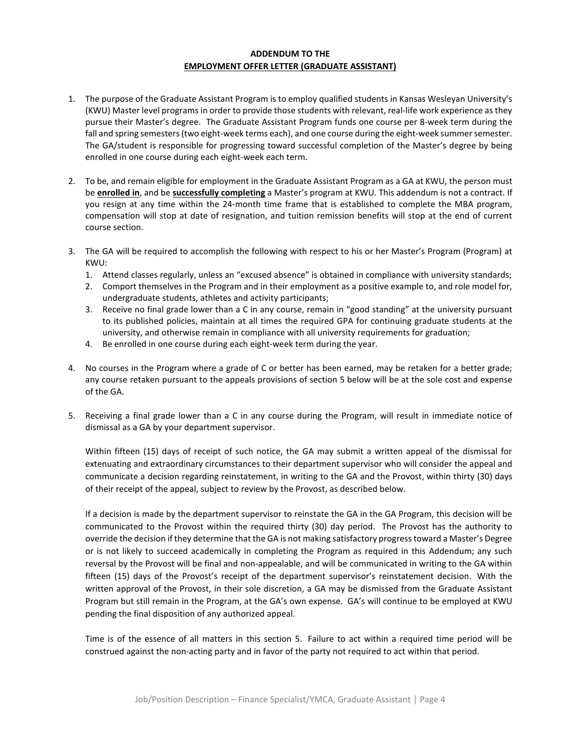**ADDENDUM TO THE**
**<u>EMPLOYMENT OFFER LETTER (GRADUATE ASSISTANT)</u>**

1. The purpose of the Graduate Assistant Program is to employ qualified students in Kansas Wesleyan University's (KWU) Master level programs in order to provide those students with relevant, real-life work experience as they pursue their Master's degree. The Graduate Assistant Program funds one course per 8-week term during the fall and spring semesters (two eight-week terms each), and one course during the eight-week summer semester. The GA/student is responsible for progressing toward successful completion of the Master's degree by being enrolled in one course during each eight-week each term.

2. To be, and remain eligible for employment in the Graduate Assistant Program as a GA at KWU, the person must be **<u>enrolled in</u>**, and be **<u>successfully completing</u>** a Master's program at KWU. This addendum is not a contract. If you resign at any time within the 24-month time frame that is established to complete the MBA program, compensation will stop at date of resignation, and tuition remission benefits will stop at the end of current course section.

3. The GA will be required to accomplish the following with respect to his or her Master's Program (Program) at KWU:
   1. Attend classes regularly, unless an "excused absence" is obtained in compliance with university standards;
   2. Comport themselves in the Program and in their employment as a positive example to, and role model for, undergraduate students, athletes and activity participants;
   3. Receive no final grade lower than a C in any course, remain in "good standing" at the university pursuant to its published policies, maintain at all times the required GPA for continuing graduate students at the university, and otherwise remain in compliance with all university requirements for graduation;
   4. Be enrolled in one course during each eight-week term during the year.

4. No courses in the Program where a grade of C or better has been earned, may be retaken for a better grade; any course retaken pursuant to the appeals provisions of section 5 below will be at the sole cost and expense of the GA.

5. Receiving a final grade lower than a C in any course during the Program, will result in immediate notice of dismissal as a GA by your department supervisor.

   Within fifteen (15) days of receipt of such notice, the GA may submit a written appeal of the dismissal for extenuating and extraordinary circumstances to their department supervisor who will consider the appeal and communicate a decision regarding reinstatement, in writing to the GA and the Provost, within thirty (30) days of their receipt of the appeal, subject to review by the Provost, as described below.

   If a decision is made by the department supervisor to reinstate the GA in the GA Program, this decision will be communicated to the Provost within the required thirty (30) day period. The Provost has the authority to override the decision if they determine that the GA is not making satisfactory progress toward a Master's Degree or is not likely to succeed academically in completing the Program as required in this Addendum; any such reversal by the Provost will be final and non-appealable, and will be communicated in writing to the GA within fifteen (15) days of the Provost's receipt of the department supervisor's reinstatement decision. With the written approval of the Provost, in their sole discretion, a GA may be dismissed from the Graduate Assistant Program but still remain in the Program, at the GA's own expense. GA's will continue to be employed at KWU pending the final disposition of any authorized appeal.

   Time is of the essence of all matters in this section 5. Failure to act within a required time period will be construed against the non-acting party and in favor of the party not required to act within that period.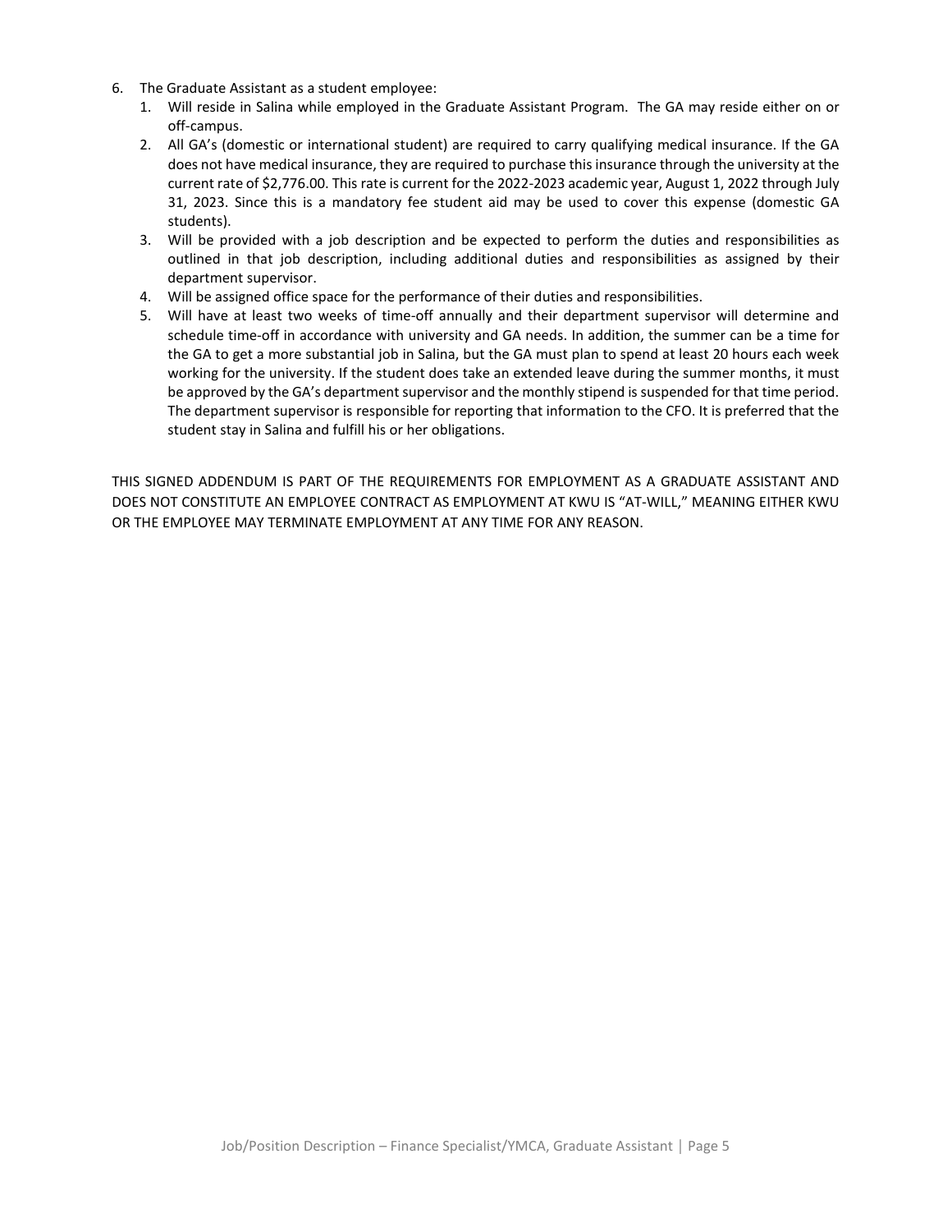6. The Graduate Assistant as a student employee:
   1. Will reside in Salina while employed in the Graduate Assistant Program. The GA may reside either on or off-campus.
   2. All GA's (domestic or international student) are required to carry qualifying medical insurance. If the GA does not have medical insurance, they are required to purchase this insurance through the university at the current rate of $2,776.00. This rate is current for the 2022-2023 academic year, August 1, 2022 through July 31, 2023. Since this is a mandatory fee student aid may be used to cover this expense (domestic GA students).
   3. Will be provided with a job description and be expected to perform the duties and responsibilities as outlined in that job description, including additional duties and responsibilities as assigned by their department supervisor.
   4. Will be assigned office space for the performance of their duties and responsibilities.
   5. Will have at least two weeks of time-off annually and their department supervisor will determine and schedule time-off in accordance with university and GA needs. In addition, the summer can be a time for the GA to get a more substantial job in Salina, but the GA must plan to spend at least 20 hours each week working for the university. If the student does take an extended leave during the summer months, it must be approved by the GA's department supervisor and the monthly stipend is suspended for that time period. The department supervisor is responsible for reporting that information to the CFO. It is preferred that the student stay in Salina and fulfill his or her obligations.

THIS SIGNED ADDENDUM IS PART OF THE REQUIREMENTS FOR EMPLOYMENT AS A GRADUATE ASSISTANT AND DOES NOT CONSTITUTE AN EMPLOYEE CONTRACT AS EMPLOYMENT AT KWU IS "AT-WILL," MEANING EITHER KWU OR THE EMPLOYEE MAY TERMINATE EMPLOYMENT AT ANY TIME FOR ANY REASON.